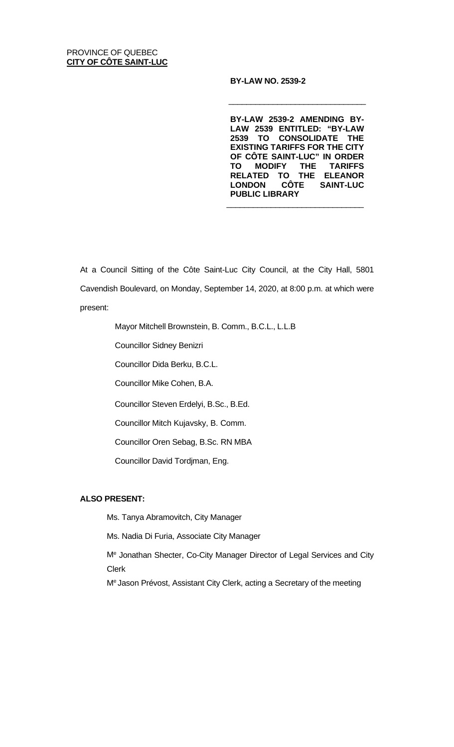PROVINCE OF QUEBEC
**CITY OF CÔTE SAINT-LUC**

**BY-LAW NO. 2539-2**

---

**BY-LAW 2539-2 AMENDING BY-LAW 2539 ENTITLED: "BY-LAW 2539 TO CONSOLIDATE THE EXISTING TARIFFS FOR THE CITY OF CÔTE SAINT-LUC" IN ORDER TO MODIFY THE TARIFFS RELATED TO THE ELEANOR LONDON CÔTE SAINT-LUC PUBLIC LIBRARY**

---

At a Council Sitting of the Côte Saint-Luc City Council, at the City Hall, 5801 Cavendish Boulevard, on Monday, September 14, 2020, at 8:00 p.m. at which were present:

Mayor Mitchell Brownstein, B. Comm., B.C.L., L.L.B

Councillor Sidney Benizri

Councillor Dida Berku, B.C.L.

Councillor Mike Cohen, B.A.

Councillor Steven Erdelyi, B.Sc., B.Ed.

Councillor Mitch Kujavsky, B. Comm.

Councillor Oren Sebag, B.Sc. RN MBA

Councillor David Tordjman, Eng.

**ALSO PRESENT:**

Ms. Tanya Abramovitch, City Manager

Ms. Nadia Di Furia, Associate City Manager

Me Jonathan Shecter, Co-City Manager Director of Legal Services and City Clerk

Me Jason Prévost, Assistant City Clerk, acting a Secretary of the meeting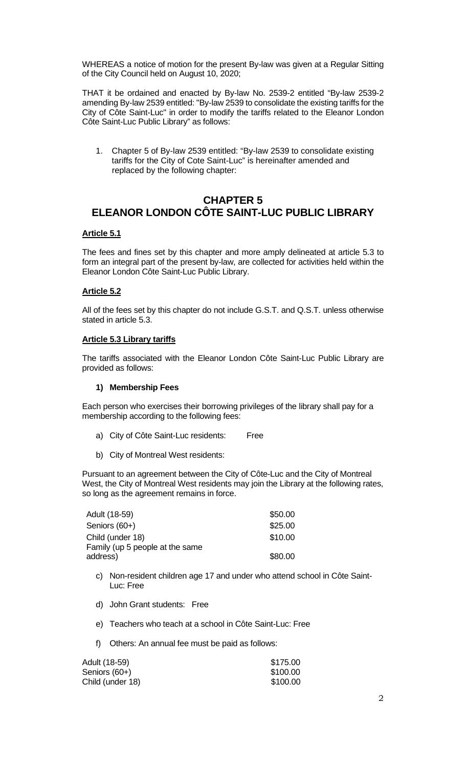WHEREAS a notice of motion for the present By-law was given at a Regular Sitting of the City Council held on August 10, 2020;

THAT it be ordained and enacted by By-law No. 2539-2 entitled "By-law 2539-2 amending By-law 2539 entitled: "By-law 2539 to consolidate the existing tariffs for the City of Côte Saint-Luc" in order to modify the tariffs related to the Eleanor London Côte Saint-Luc Public Library" as follows:

1. Chapter 5 of By-law 2539 entitled: "By-law 2539 to consolidate existing tariffs for the City of Cote Saint-Luc" is hereinafter amended and replaced by the following chapter:

# CHAPTER 5
# ELEANOR LONDON CÔTE SAINT-LUC PUBLIC LIBRARY

**Article 5.1**

The fees and fines set by this chapter and more amply delineated at article 5.3 to form an integral part of the present by-law, are collected for activities held within the Eleanor London Côte Saint-Luc Public Library.

**Article 5.2**

All of the fees set by this chapter do not include G.S.T. and Q.S.T. unless otherwise stated in article 5.3.

**Article 5.3 Library tariffs**

The tariffs associated with the Eleanor London Côte Saint-Luc Public Library are provided as follows:

**1) Membership Fees**

Each person who exercises their borrowing privileges of the library shall pay for a membership according to the following fees:

a) City of Côte Saint-Luc residents: Free

b) City of Montreal West residents:

Pursuant to an agreement between the City of Côte-Luc and the City of Montreal West, the City of Montreal West residents may join the Library at the following rates, so long as the agreement remains in force.

| | |
|---|---|
| Adult (18-59) | $50.00 |
| Seniors (60+) | $25.00 |
| Child (under 18) | $10.00 |
| Family (up 5 people at the same address) | $80.00 |

c) Non-resident children age 17 and under who attend school in Côte Saint-Luc: Free

d) John Grant students: Free

e) Teachers who teach at a school in Côte Saint-Luc: Free

f) Others: An annual fee must be paid as follows:

| | |
|---|---|
| Adult (18-59) | $175.00 |
| Seniors (60+) | $100.00 |
| Child (under 18) | $100.00 |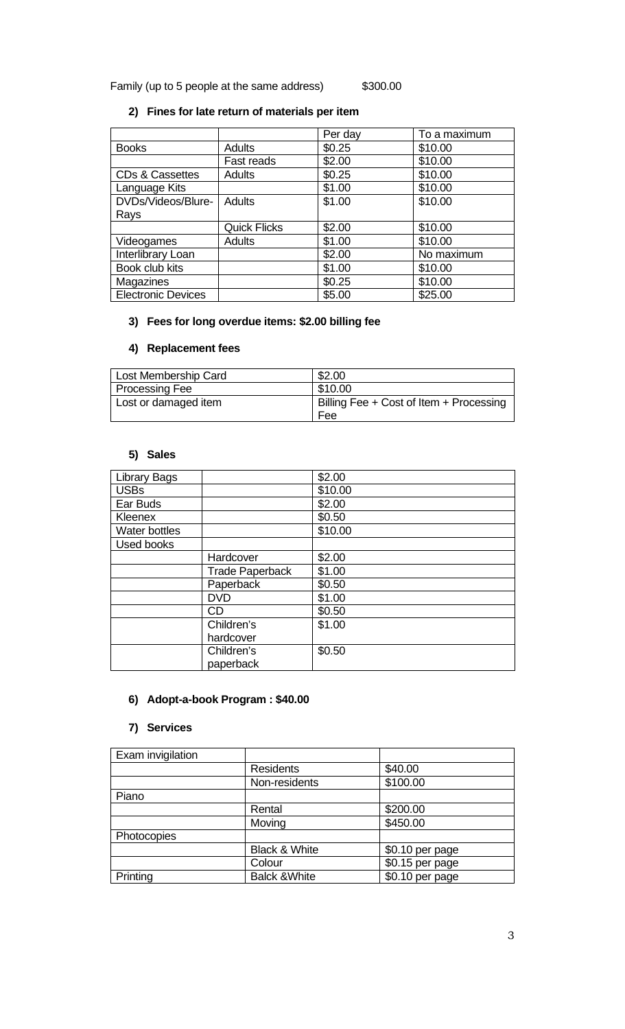Family (up to 5 people at the same address) $300.00

## 2) Fines for late return of materials per item

| | | Per day | To a maximum |
|---|---|---|---|
| Books | Adults | $0.25 | $10.00 |
| | Fast reads | $2.00 | $10.00 |
| CDs & Cassettes | Adults | $0.25 | $10.00 |
| Language Kits | | $1.00 | $10.00 |
| DVDs/Videos/Blure-Rays | Adults | $1.00 | $10.00 |
| | Quick Flicks | $2.00 | $10.00 |
| Videogames | Adults | $1.00 | $10.00 |
| Interlibrary Loan | | $2.00 | No maximum |
| Book club kits | | $1.00 | $10.00 |
| Magazines | | $0.25 | $10.00 |
| Electronic Devices | | $5.00 | $25.00 |

## 3) Fees for long overdue items: $2.00 billing fee

## 4) Replacement fees

| | |
|---|---|
| Lost Membership Card | $2.00 |
| Processing Fee | $10.00 |
| Lost or damaged item | Billing Fee + Cost of Item + Processing Fee |

## 5) Sales

| | | |
|---|---|---|
| Library Bags | | $2.00 |
| USBs | | $10.00 |
| Ear Buds | | $2.00 |
| Kleenex | | $0.50 |
| Water bottles | | $10.00 |
| Used books | | |
| | Hardcover | $2.00 |
| | Trade Paperback | $1.00 |
| | Paperback | $0.50 |
| | DVD | $1.00 |
| | CD | $0.50 |
| | Children's hardcover | $1.00 |
| | Children's paperback | $0.50 |

## 6) Adopt-a-book Program : $40.00

## 7) Services

| | | |
|---|---|---|
| Exam invigilation | | |
| | Residents | $40.00 |
| | Non-residents | $100.00 |
| Piano | | |
| | Rental | $200.00 |
| | Moving | $450.00 |
| Photocopies | | |
| | Black & White | $0.10 per page |
| | Colour | $0.15 per page |
| Printing | Balck &White | $0.10 per page |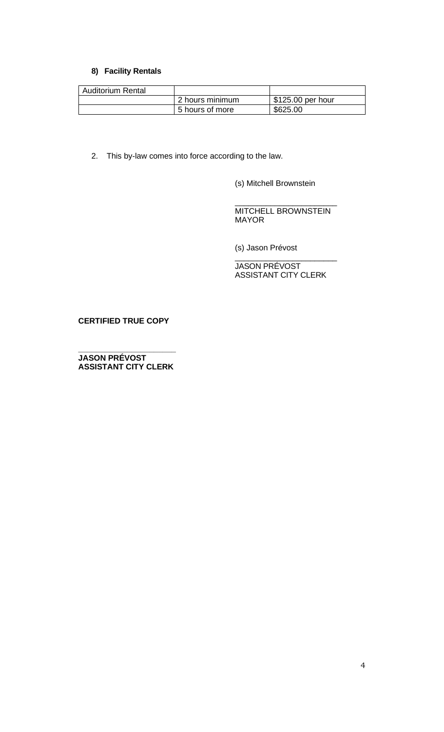**8) Facility Rentals**

| Auditorium Rental | | |
|---|---|---|
| | 2 hours minimum | $125.00 per hour |
| | 5 hours of more | $625.00 |

2. This by-law comes into force according to the law.

(s) Mitchell Brownstein

______________________
MITCHELL BROWNSTEIN
MAYOR

(s) Jason Prévost

______________________
JASON PRÉVOST
ASSISTANT CITY CLERK

**CERTIFIED TRUE COPY**

______________________
**JASON PRÉVOST**
**ASSISTANT CITY CLERK**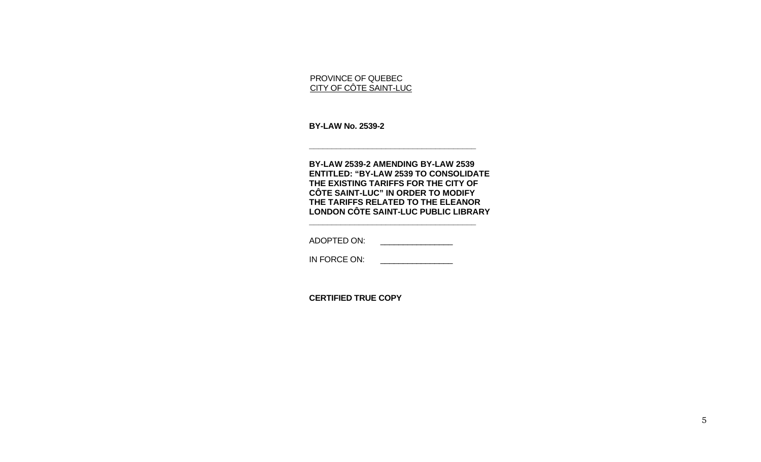PROVINCE OF QUEBEC
CITY OF CÔTE SAINT-LUC

**BY-LAW No. 2539-2**

---

**BY-LAW 2539-2 AMENDING BY-LAW 2539 ENTITLED: "BY-LAW 2539 TO CONSOLIDATE THE EXISTING TARIFFS FOR THE CITY OF CÔTE SAINT-LUC" IN ORDER TO MODIFY THE TARIFFS RELATED TO THE ELEANOR LONDON CÔTE SAINT-LUC PUBLIC LIBRARY**

---

ADOPTED ON: _______________

IN FORCE ON: _______________

**CERTIFIED TRUE COPY**